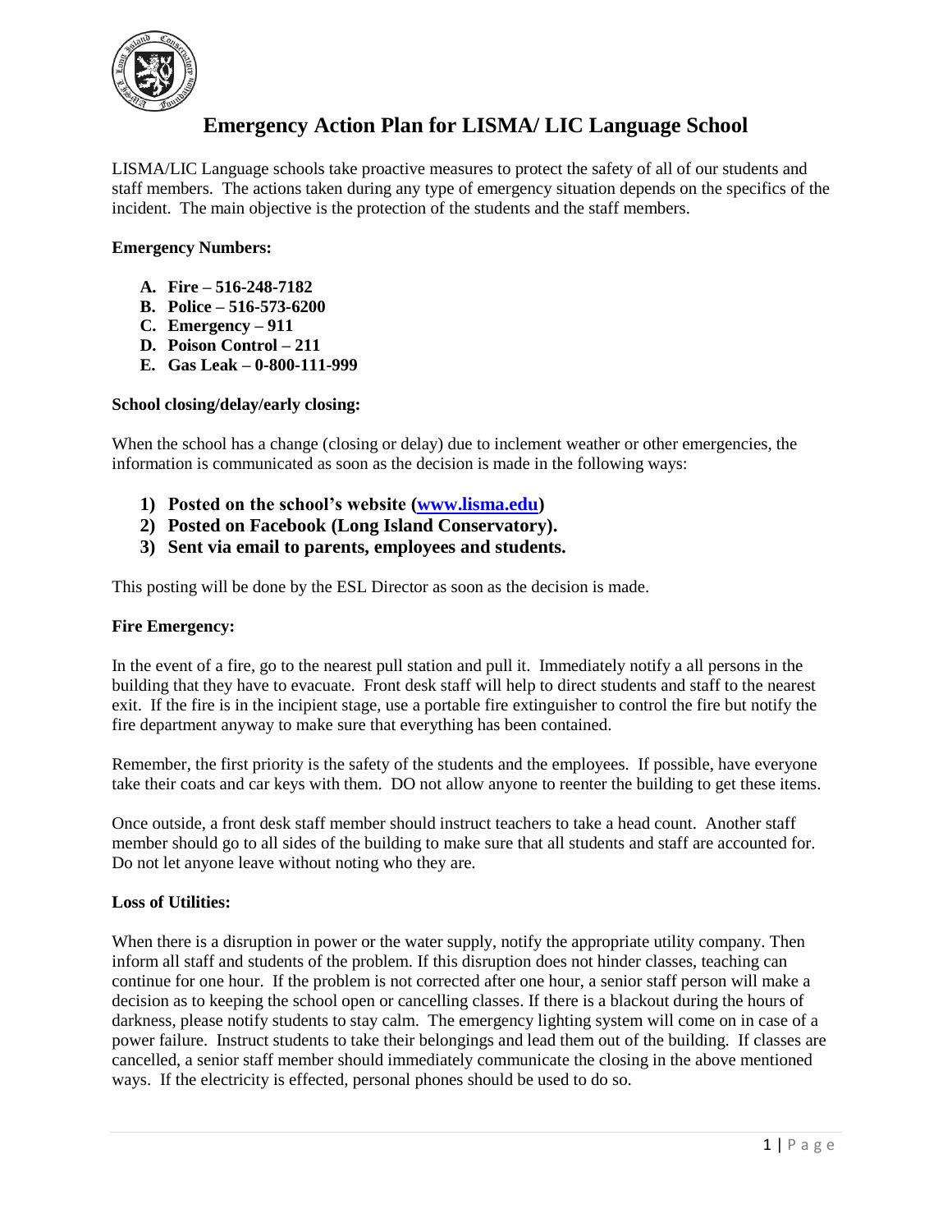# Emergency Action Plan for LISMA/ LIC Language School

LISMA/LIC Language schools take proactive measures to protect the safety of all of our students and staff members. The actions taken during any type of emergency situation depends on the specifics of the incident. The main objective is the protection of the students and the staff members.

**Emergency Numbers:**

- **A. Fire – 516-248-7182**
- **B. Police – 516-573-6200**
- **C. Emergency – 911**
- **D. Poison Control – 211**
- **E. Gas Leak – 0-800-111-999**

**School closing/delay/early closing:**

When the school has a change (closing or delay) due to inclement weather or other emergencies, the information is communicated as soon as the decision is made in the following ways:

1) **Posted on the school's website (www.lisma.edu)**
2) **Posted on Facebook (Long Island Conservatory).**
3) **Sent via email to parents, employees and students.**

This posting will be done by the ESL Director as soon as the decision is made.

**Fire Emergency:**

In the event of a fire, go to the nearest pull station and pull it. Immediately notify a all persons in the building that they have to evacuate. Front desk staff will help to direct students and staff to the nearest exit. If the fire is in the incipient stage, use a portable fire extinguisher to control the fire but notify the fire department anyway to make sure that everything has been contained.

Remember, the first priority is the safety of the students and the employees. If possible, have everyone take their coats and car keys with them. DO not allow anyone to reenter the building to get these items.

Once outside, a front desk staff member should instruct teachers to take a head count. Another staff member should go to all sides of the building to make sure that all students and staff are accounted for. Do not let anyone leave without noting who they are.

**Loss of Utilities:**

When there is a disruption in power or the water supply, notify the appropriate utility company. Then inform all staff and students of the problem. If this disruption does not hinder classes, teaching can continue for one hour. If the problem is not corrected after one hour, a senior staff person will make a decision as to keeping the school open or cancelling classes. If there is a blackout during the hours of darkness, please notify students to stay calm. The emergency lighting system will come on in case of a power failure. Instruct students to take their belongings and lead them out of the building. If classes are cancelled, a senior staff member should immediately communicate the closing in the above mentioned ways. If the electricity is effected, personal phones should be used to do so.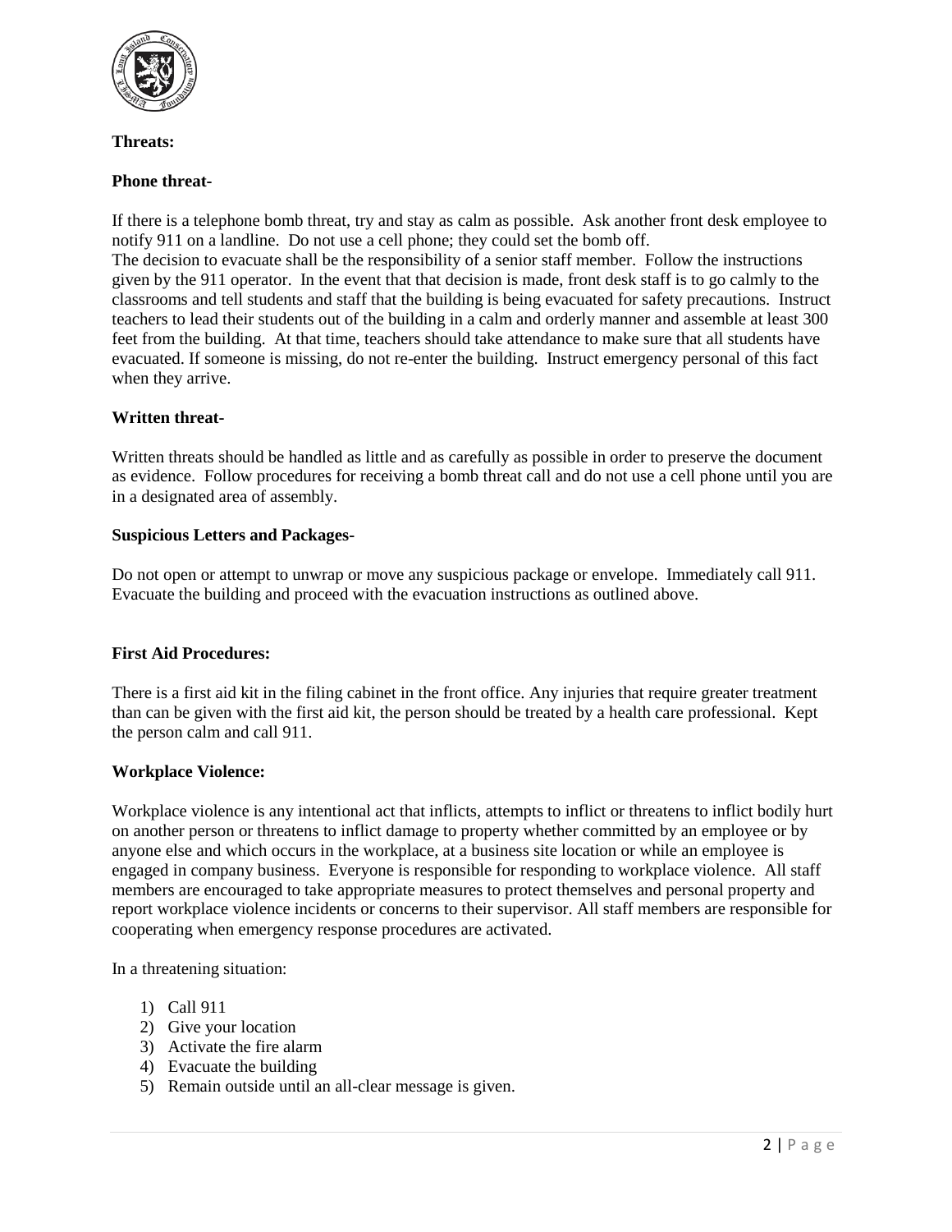**Threats:**

**Phone threat-**

If there is a telephone bomb threat, try and stay as calm as possible. Ask another front desk employee to notify 911 on a landline. Do not use a cell phone; they could set the bomb off.
The decision to evacuate shall be the responsibility of a senior staff member. Follow the instructions given by the 911 operator. In the event that that decision is made, front desk staff is to go calmly to the classrooms and tell students and staff that the building is being evacuated for safety precautions. Instruct teachers to lead their students out of the building in a calm and orderly manner and assemble at least 300 feet from the building. At that time, teachers should take attendance to make sure that all students have evacuated. If someone is missing, do not re-enter the building. Instruct emergency personal of this fact when they arrive.

**Written threat-**

Written threats should be handled as little and as carefully as possible in order to preserve the document as evidence. Follow procedures for receiving a bomb threat call and do not use a cell phone until you are in a designated area of assembly.

**Suspicious Letters and Packages-**

Do not open or attempt to unwrap or move any suspicious package or envelope. Immediately call 911. Evacuate the building and proceed with the evacuation instructions as outlined above.

**First Aid Procedures:**

There is a first aid kit in the filing cabinet in the front office. Any injuries that require greater treatment than can be given with the first aid kit, the person should be treated by a health care professional. Kept the person calm and call 911.

**Workplace Violence:**

Workplace violence is any intentional act that inflicts, attempts to inflict or threatens to inflict bodily hurt on another person or threatens to inflict damage to property whether committed by an employee or by anyone else and which occurs in the workplace, at a business site location or while an employee is engaged in company business. Everyone is responsible for responding to workplace violence. All staff members are encouraged to take appropriate measures to protect themselves and personal property and report workplace violence incidents or concerns to their supervisor. All staff members are responsible for cooperating when emergency response procedures are activated.

In a threatening situation:

1) Call 911
2) Give your location
3) Activate the fire alarm
4) Evacuate the building
5) Remain outside until an all-clear message is given.